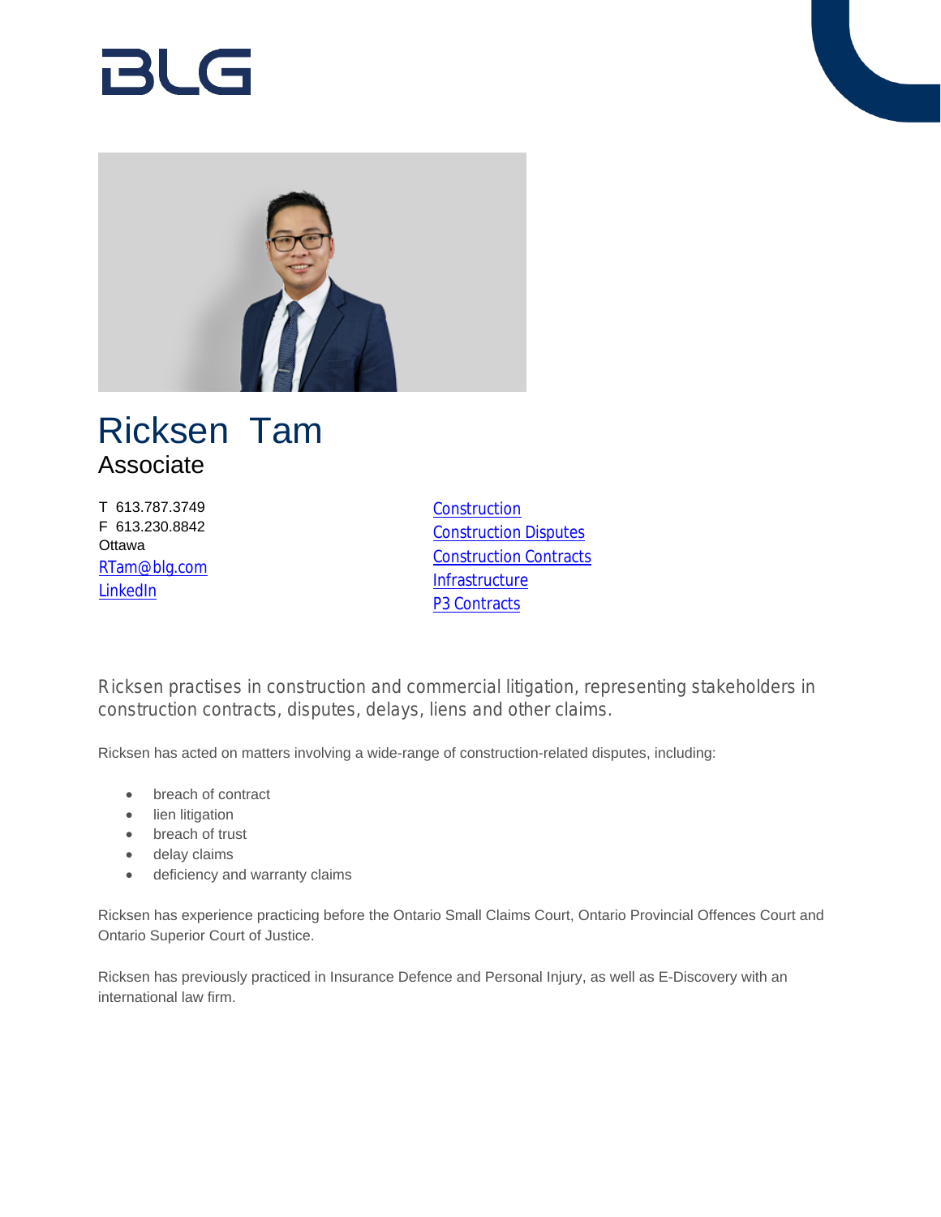BLG

# Ricksen Tam

## Associate

T 613.787.3749
F 613.230.8842
Ottawa
RTam@blg.com
LinkedIn

Construction
Construction Disputes
Construction Contracts
Infrastructure
P3 Contracts

Ricksen practises in construction and commercial litigation, representing stakeholders in construction contracts, disputes, delays, liens and other claims.

Ricksen has acted on matters involving a wide-range of construction-related disputes, including:

- breach of contract
- lien litigation
- breach of trust
- delay claims
- deficiency and warranty claims

Ricksen has experience practicing before the Ontario Small Claims Court, Ontario Provincial Offences Court and Ontario Superior Court of Justice.

Ricksen has previously practiced in Insurance Defence and Personal Injury, as well as E-Discovery with an international law firm.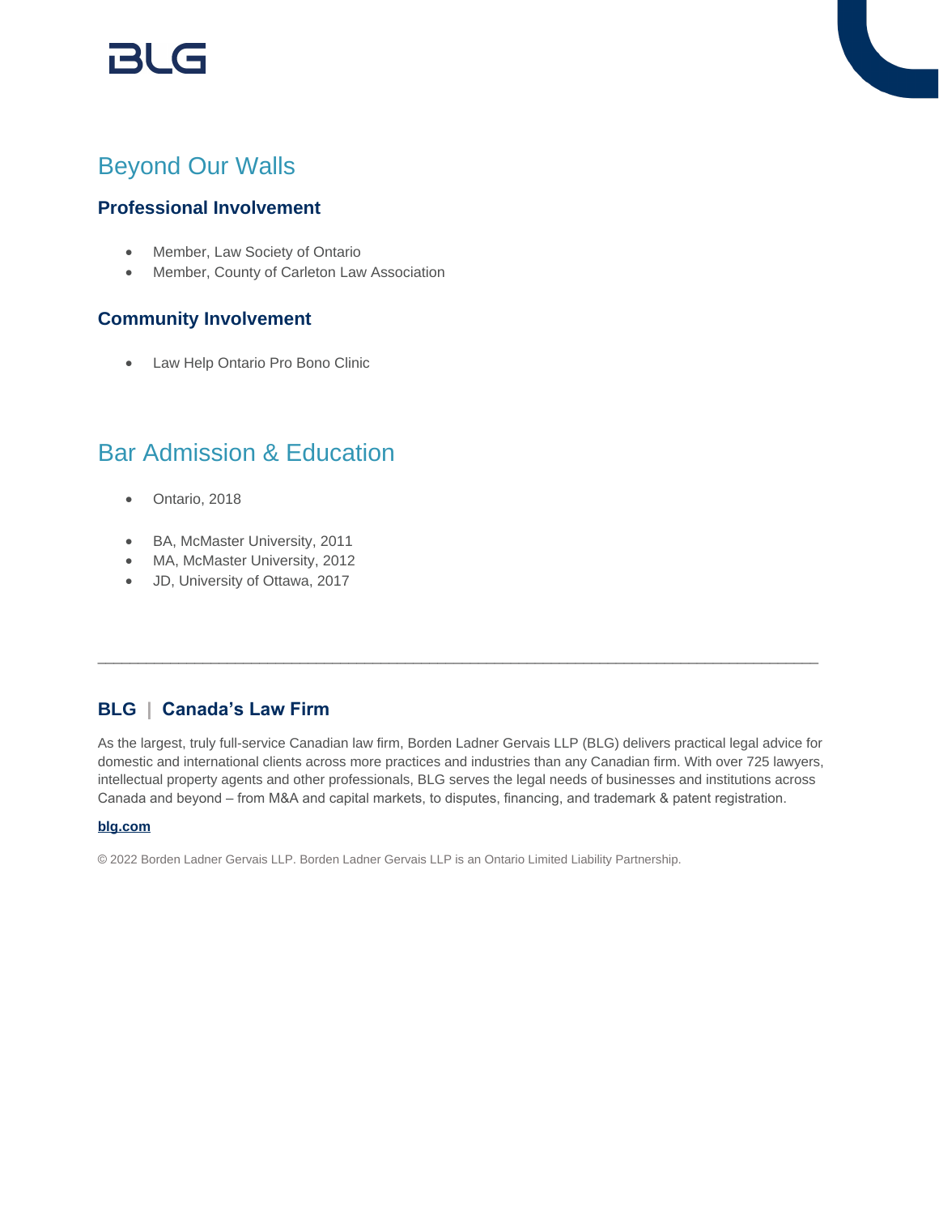BLG

## Beyond Our Walls

### Professional Involvement

- Member, Law Society of Ontario
- Member, County of Carleton Law Association

### Community Involvement

- Law Help Ontario Pro Bono Clinic

## Bar Admission & Education

- Ontario, 2018

- BA, McMaster University, 2011
- MA, McMaster University, 2012
- JD, University of Ottawa, 2017

---

### BLG | Canada's Law Firm

As the largest, truly full-service Canadian law firm, Borden Ladner Gervais LLP (BLG) delivers practical legal advice for domestic and international clients across more practices and industries than any Canadian firm. With over 725 lawyers, intellectual property agents and other professionals, BLG serves the legal needs of businesses and institutions across Canada and beyond – from M&A and capital markets, to disputes, financing, and trademark & patent registration.

**blg.com**

© 2022 Borden Ladner Gervais LLP. Borden Ladner Gervais LLP is an Ontario Limited Liability Partnership.